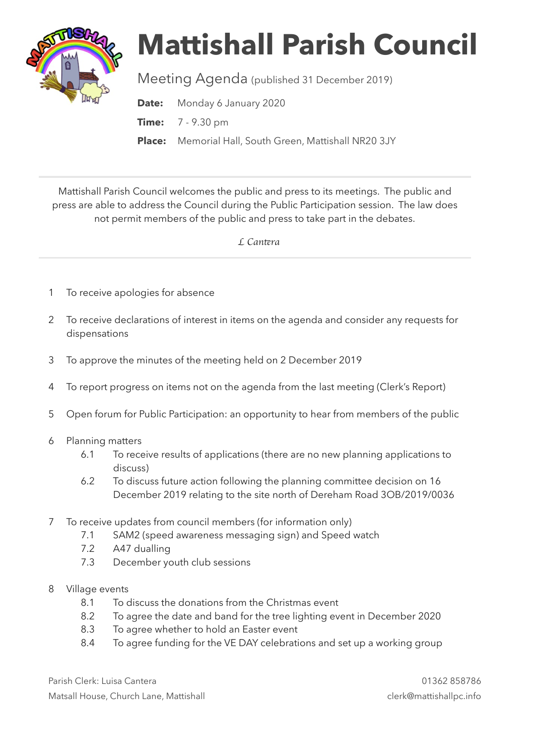# Mattishall Parish Council

Meeting Agenda (published 31 December 2019)

**Date:** Monday 6 January 2020

**Time:** 7 - 9.30 pm

**Place:** Memorial Hall, South Green, Mattishall NR20 3JY

---

Mattishall Parish Council welcomes the public and press to its meetings. The public and press are able to address the Council during the Public Participation session. The law does not permit members of the public and press to take part in the debates.

*L Cantera*

---

1. To receive apologies for absence
2. To receive declarations of interest in items on the agenda and consider any requests for dispensations
3. To approve the minutes of the meeting held on 2 December 2019
4. To report progress on items not on the agenda from the last meeting (Clerk's Report)
5. Open forum for Public Participation: an opportunity to hear from members of the public
6. Planning matters
   - 6.1 To receive results of applications (there are no new planning applications to discuss)
   - 6.2 To discuss future action following the planning committee decision on 16 December 2019 relating to the site north of Dereham Road 3OB/2019/0036
7. To receive updates from council members (for information only)
   - 7.1 SAM2 (speed awareness messaging sign) and Speed watch
   - 7.2 A47 dualling
   - 7.3 December youth club sessions
8. Village events
   - 8.1 To discuss the donations from the Christmas event
   - 8.2 To agree the date and band for the tree lighting event in December 2020
   - 8.3 To agree whether to hold an Easter event
   - 8.4 To agree funding for the VE DAY celebrations and set up a working group

Parish Clerk: Luisa Cantera
Matsall House, Church Lane, Mattishall

01362 858786
clerk@mattishallpc.info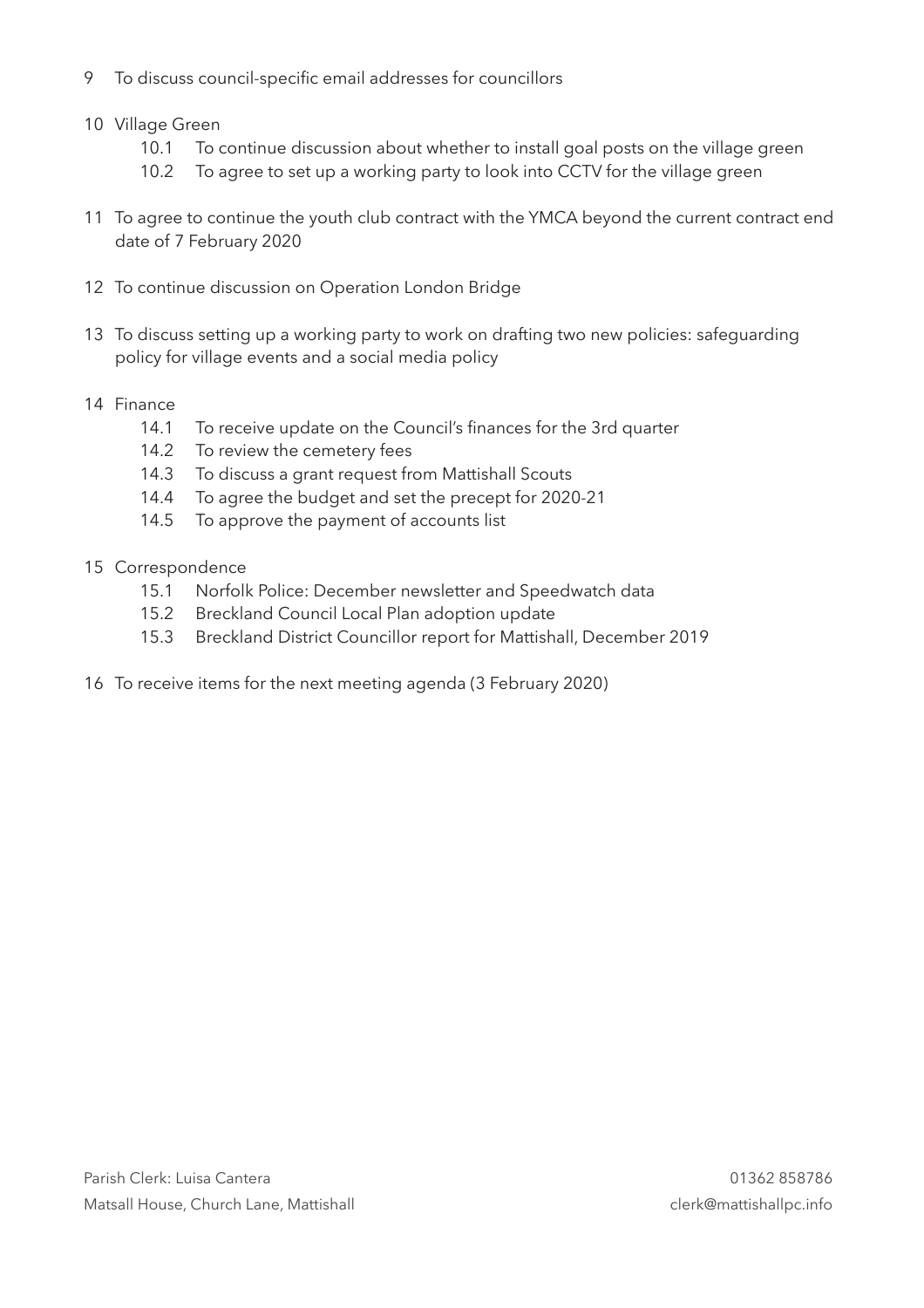9 To discuss council-specific email addresses for councillors

10 Village Green

- 10.1 To continue discussion about whether to install goal posts on the village green
- 10.2 To agree to set up a working party to look into CCTV for the village green

11 To agree to continue the youth club contract with the YMCA beyond the current contract end date of 7 February 2020

12 To continue discussion on Operation London Bridge

13 To discuss setting up a working party to work on drafting two new policies: safeguarding policy for village events and a social media policy

14 Finance

- 14.1 To receive update on the Council's finances for the 3rd quarter
- 14.2 To review the cemetery fees
- 14.3 To discuss a grant request from Mattishall Scouts
- 14.4 To agree the budget and set the precept for 2020-21
- 14.5 To approve the payment of accounts list

15 Correspondence

- 15.1 Norfolk Police: December newsletter and Speedwatch data
- 15.2 Breckland Council Local Plan adoption update
- 15.3 Breckland District Councillor report for Mattishall, December 2019

16 To receive items for the next meeting agenda (3 February 2020)

Parish Clerk: Luisa Cantera
Matsall House, Church Lane, Mattishall

01362 858786
clerk@mattishallpc.info